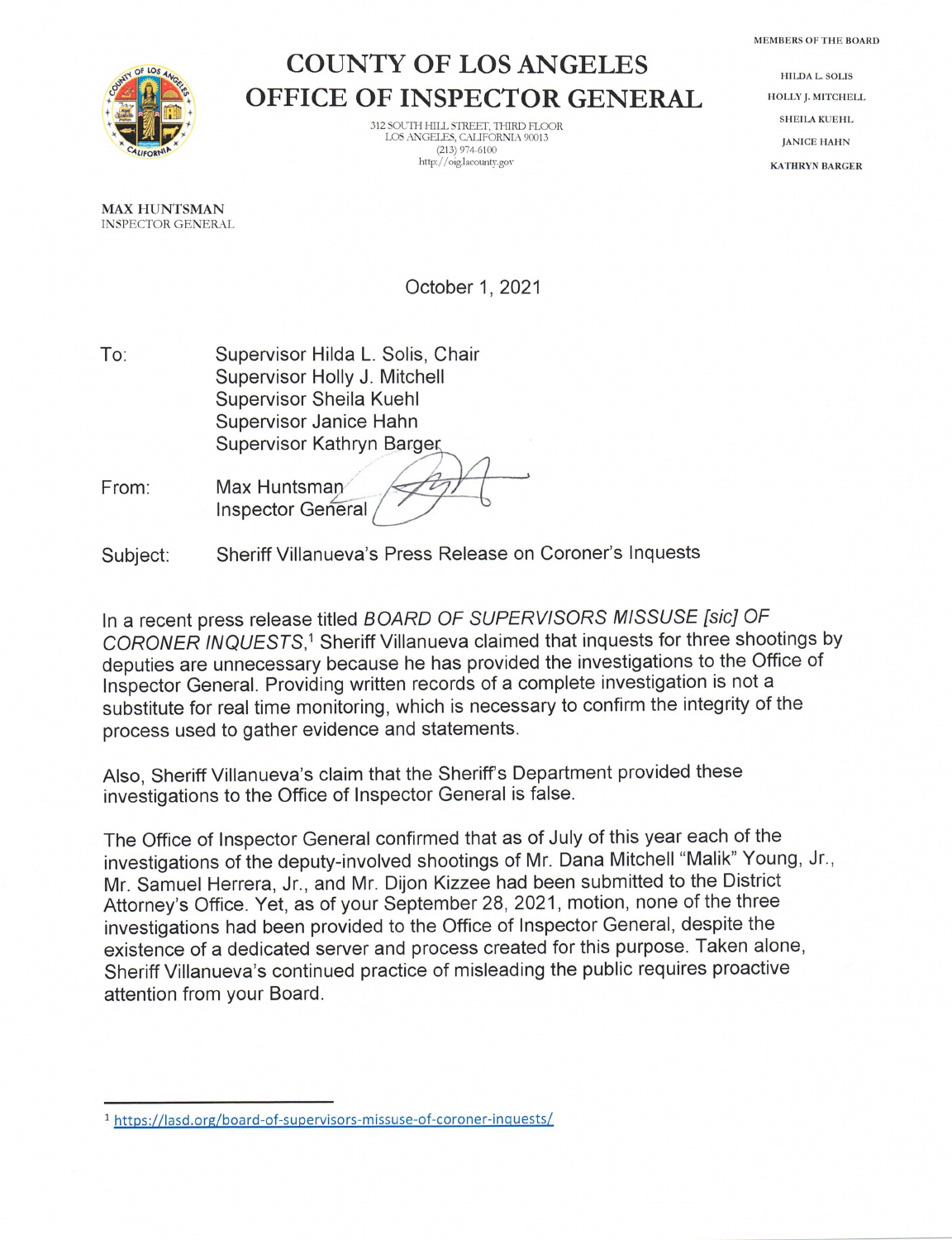# COUNTY OF LOS ANGELES
# OFFICE OF INSPECTOR GENERAL

312 SOUTH HILL STREET, THIRD FLOOR
LOS ANGELES, CALIFORNIA 90013
(213) 974-6100
http://oig.lacounty.gov

MEMBERS OF THE BOARD

HILDA L. SOLIS
HOLLY J. MITCHELL
SHEILA KUEHL
JANICE HAHN
KATHRYN BARGER

**MAX HUNTSMAN**
INSPECTOR GENERAL

October 1, 2021

To: Supervisor Hilda L. Solis, Chair
Supervisor Holly J. Mitchell
Supervisor Sheila Kuehl
Supervisor Janice Hahn
Supervisor Kathryn Barger

From: Max Huntsman
Inspector General

Subject: Sheriff Villanueva's Press Release on Coroner's Inquests

In a recent press release titled *BOARD OF SUPERVISORS MISSUSE [sic] OF CORONER INQUESTS*,[1] Sheriff Villanueva claimed that inquests for three shootings by deputies are unnecessary because he has provided the investigations to the Office of Inspector General. Providing written records of a complete investigation is not a substitute for real time monitoring, which is necessary to confirm the integrity of the process used to gather evidence and statements.

Also, Sheriff Villanueva's claim that the Sheriff's Department provided these investigations to the Office of Inspector General is false.

The Office of Inspector General confirmed that as of July of this year each of the investigations of the deputy-involved shootings of Mr. Dana Mitchell "Malik" Young, Jr., Mr. Samuel Herrera, Jr., and Mr. Dijon Kizzee had been submitted to the District Attorney's Office. Yet, as of your September 28, 2021, motion, none of the three investigations had been provided to the Office of Inspector General, despite the existence of a dedicated server and process created for this purpose. Taken alone, Sheriff Villanueva's continued practice of misleading the public requires proactive attention from your Board.

---

[1] https://lasd.org/board-of-supervisors-missuse-of-coroner-inquests/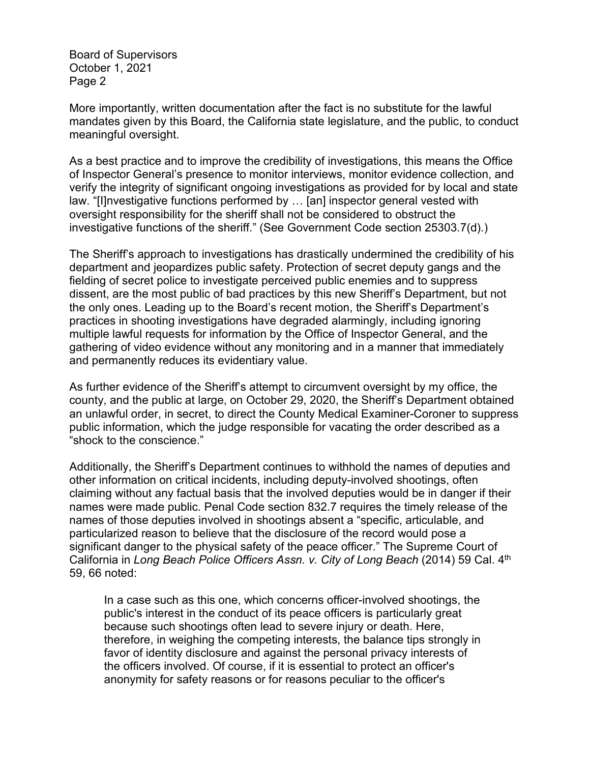More importantly, written documentation after the fact is no substitute for the lawful mandates given by this Board, the California state legislature, and the public, to conduct meaningful oversight.

As a best practice and to improve the credibility of investigations, this means the Office of Inspector General's presence to monitor interviews, monitor evidence collection, and verify the integrity of significant ongoing investigations as provided for by local and state law. "[I]nvestigative functions performed by … [an] inspector general vested with oversight responsibility for the sheriff shall not be considered to obstruct the investigative functions of the sheriff." (See Government Code section 25303.7(d).)

The Sheriff's approach to investigations has drastically undermined the credibility of his department and jeopardizes public safety. Protection of secret deputy gangs and the fielding of secret police to investigate perceived public enemies and to suppress dissent, are the most public of bad practices by this new Sheriff's Department, but not the only ones. Leading up to the Board's recent motion, the Sheriff's Department's practices in shooting investigations have degraded alarmingly, including ignoring multiple lawful requests for information by the Office of Inspector General, and the gathering of video evidence without any monitoring and in a manner that immediately and permanently reduces its evidentiary value.

As further evidence of the Sheriff's attempt to circumvent oversight by my office, the county, and the public at large, on October 29, 2020, the Sheriff's Department obtained an unlawful order, in secret, to direct the County Medical Examiner-Coroner to suppress public information, which the judge responsible for vacating the order described as a "shock to the conscience."

Additionally, the Sheriff's Department continues to withhold the names of deputies and other information on critical incidents, including deputy-involved shootings, often claiming without any factual basis that the involved deputies would be in danger if their names were made public. Penal Code section 832.7 requires the timely release of the names of those deputies involved in shootings absent a "specific, articulable, and particularized reason to believe that the disclosure of the record would pose a significant danger to the physical safety of the peace officer." The Supreme Court of California in *Long Beach Police Officers Assn. v. City of Long Beach* (2014) 59 Cal. 4th 59, 66 noted:

> In a case such as this one, which concerns officer-involved shootings, the public's interest in the conduct of its peace officers is particularly great because such shootings often lead to severe injury or death. Here, therefore, in weighing the competing interests, the balance tips strongly in favor of identity disclosure and against the personal privacy interests of the officers involved. Of course, if it is essential to protect an officer's anonymity for safety reasons or for reasons peculiar to the officer's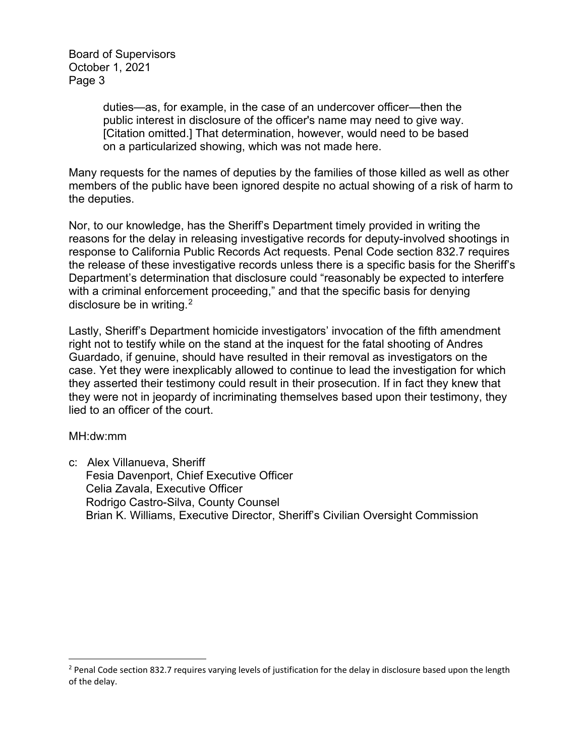> duties—as, for example, in the case of an undercover officer—then the public interest in disclosure of the officer's name may need to give way. [Citation omitted.] That determination, however, would need to be based on a particularized showing, which was not made here.

Many requests for the names of deputies by the families of those killed as well as other members of the public have been ignored despite no actual showing of a risk of harm to the deputies.

Nor, to our knowledge, has the Sheriff's Department timely provided in writing the reasons for the delay in releasing investigative records for deputy-involved shootings in response to California Public Records Act requests. Penal Code section 832.7 requires the release of these investigative records unless there is a specific basis for the Sheriff's Department's determination that disclosure could "reasonably be expected to interfere with a criminal enforcement proceeding," and that the specific basis for denying disclosure be in writing.[2]

Lastly, Sheriff's Department homicide investigators' invocation of the fifth amendment right not to testify while on the stand at the inquest for the fatal shooting of Andres Guardado, if genuine, should have resulted in their removal as investigators on the case. Yet they were inexplicably allowed to continue to lead the investigation for which they asserted their testimony could result in their prosecution. If in fact they knew that they were not in jeopardy of incriminating themselves based upon their testimony, they lied to an officer of the court.

MH:dw:mm

c: Alex Villanueva, Sheriff
Fesia Davenport, Chief Executive Officer
Celia Zavala, Executive Officer
Rodrigo Castro-Silva, County Counsel
Brian K. Williams, Executive Director, Sheriff's Civilian Oversight Commission

---

[2] Penal Code section 832.7 requires varying levels of justification for the delay in disclosure based upon the length of the delay.